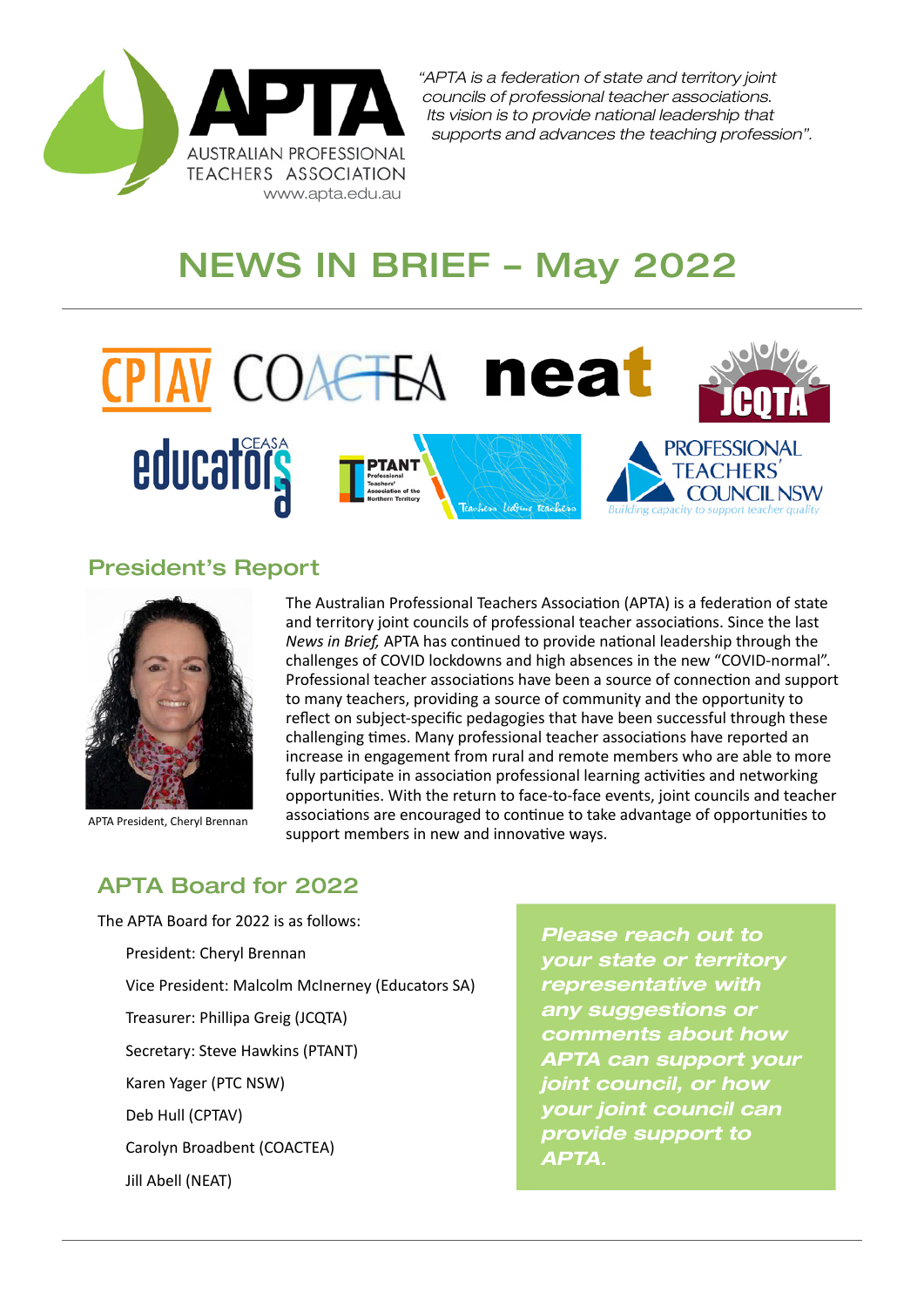APTA
AUSTRALIAN PROFESSIONAL TEACHERS ASSOCIATION
www.apta.edu.au

*"APTA is a federation of state and territory joint councils of professional teacher associations. Its vision is to provide national leadership that supports and advances the teaching profession".*

# NEWS IN BRIEF – May 2022

## President's Report

APTA President, Cheryl Brennan

The Australian Professional Teachers Association (APTA) is a federation of state and territory joint councils of professional teacher associations. Since the last *News in Brief,* APTA has continued to provide national leadership through the challenges of COVID lockdowns and high absences in the new "COVID-normal". Professional teacher associations have been a source of connection and support to many teachers, providing a source of community and the opportunity to reflect on subject-specific pedagogies that have been successful through these challenging times. Many professional teacher associations have reported an increase in engagement from rural and remote members who are able to more fully participate in association professional learning activities and networking opportunities. With the return to face-to-face events, joint councils and teacher associations are encouraged to continue to take advantage of opportunities to support members in new and innovative ways.

## APTA Board for 2022

The APTA Board for 2022 is as follows:

- President: Cheryl Brennan
- Vice President: Malcolm McInerney (Educators SA)
- Treasurer: Phillipa Greig (JCQTA)
- Secretary: Steve Hawkins (PTANT)
- Karen Yager (PTC NSW)
- Deb Hull (CPTAV)
- Carolyn Broadbent (COACTEA)
- Jill Abell (NEAT)

***Please reach out to your state or territory representative with any suggestions or comments about how APTA can support your joint council, or how your joint council can provide support to APTA.***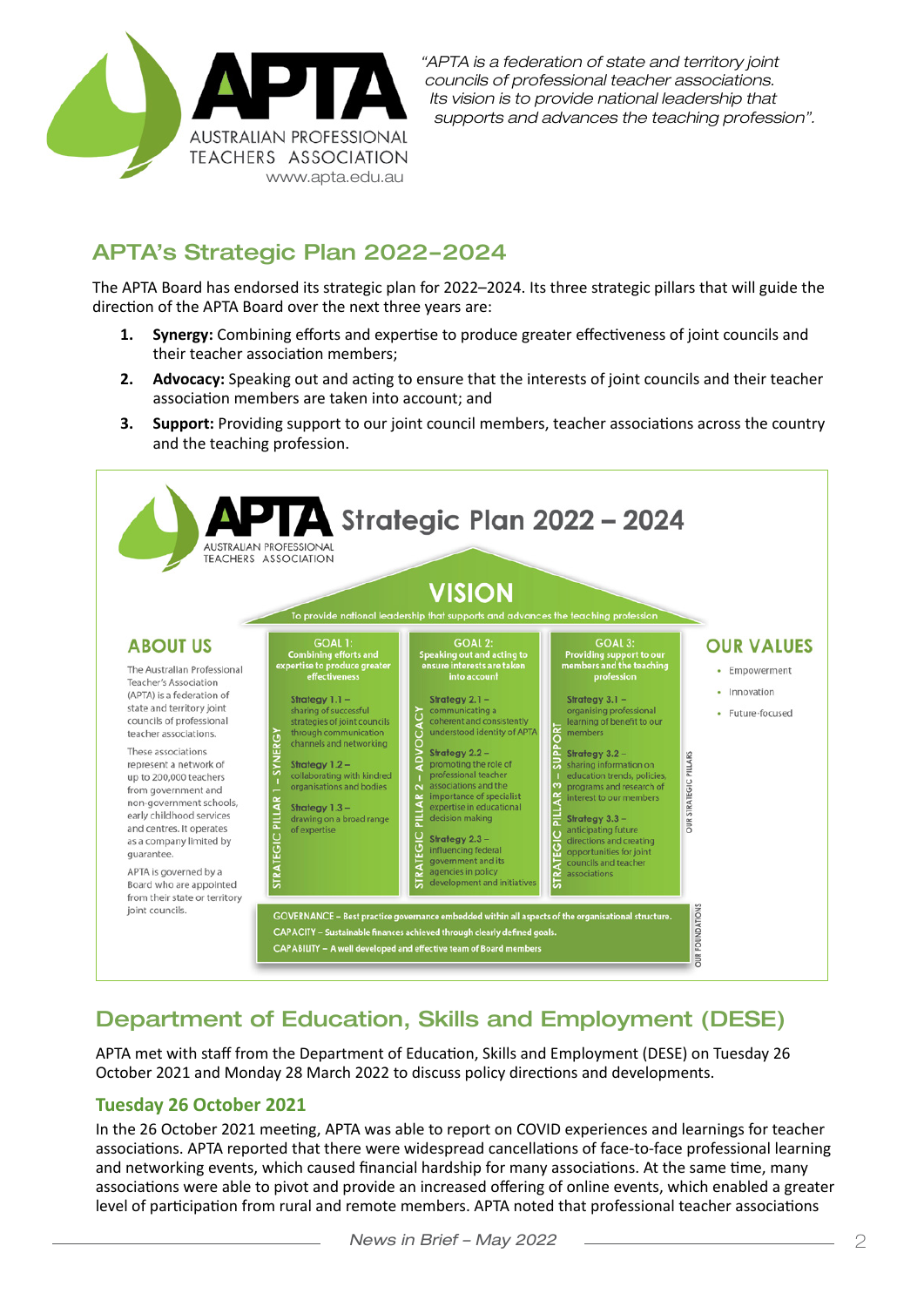*"APTA is a federation of state and territory joint councils of professional teacher associations. Its vision is to provide national leadership that supports and advances the teaching profession".*

## APTA's Strategic Plan 2022–2024

The APTA Board has endorsed its strategic plan for 2022–2024. Its three strategic pillars that will guide the direction of the APTA Board over the next three years are:

1. **Synergy:** Combining efforts and expertise to produce greater effectiveness of joint councils and their teacher association members;
2. **Advocacy:** Speaking out and acting to ensure that the interests of joint councils and their teacher association members are taken into account; and
3. **Support:** Providing support to our joint council members, teacher associations across the country and the teaching profession.

### APTA Strategic Plan 2022 – 2024

**VISION**

To provide national leadership that supports and advances the teaching profession

**ABOUT US**

The Australian Professional Teacher's Association (APTA) is a federation of state and territory joint councils of professional teacher associations.

These associations represent a network of up to 200,000 teachers from government and non-government schools, early childhood services and centres. It operates as a company limited by guarantee.

APTA is governed by a Board who are appointed from their state or territory joint councils.

**STRATEGIC PILLAR 1 – SYNERGY**

GOAL 1: Combining efforts and expertise to produce greater effectiveness

- Strategy 1.1 – sharing of successful strategies of joint councils through communication channels and networking
- Strategy 1.2 – collaborating with kindred organisations and bodies
- Strategy 1.3 – drawing on a broad range of expertise

**STRATEGIC PILLAR 2 – ADVOCACY**

GOAL 2: Speaking out and acting to ensure interests are taken into account

- Strategy 2.1 – communicating a coherent and consistently understood identity of APTA
- Strategy 2.2 – promoting the role of professional teacher associations and the importance of specialist expertise in educational decision making
- Strategy 2.3 – influencing federal government and its agencies in policy development and initiatives

**STRATEGIC PILLAR 3 – SUPPORT**

GOAL 3: Providing support to our members and the teaching profession

- Strategy 3.1 – organising professional learning of benefit to our members
- Strategy 3.2 – sharing information on education trends, policies, programs and research of interest to our members
- Strategy 3.3 – anticipating future directions and creating opportunities for joint councils and teacher associations

**OUR VALUES**

- Empowerment
- Innovation
- Future-focused

**OUR FOUNDATIONS**

- GOVERNANCE – Best practice governance embedded within all aspects of the organisational structure.
- CAPACITY – Sustainable finances achieved through clearly defined goals.
- CAPABILITY – A well developed and effective team of Board members

## Department of Education, Skills and Employment (DESE)

APTA met with staff from the Department of Education, Skills and Employment (DESE) on Tuesday 26 October 2021 and Monday 28 March 2022 to discuss policy directions and developments.

### Tuesday 26 October 2021

In the 26 October 2021 meeting, APTA was able to report on COVID experiences and learnings for teacher associations. APTA reported that there were widespread cancellations of face-to-face professional learning and networking events, which caused financial hardship for many associations. At the same time, many associations were able to pivot and provide an increased offering of online events, which enabled a greater level of participation from rural and remote members. APTA noted that professional teacher associations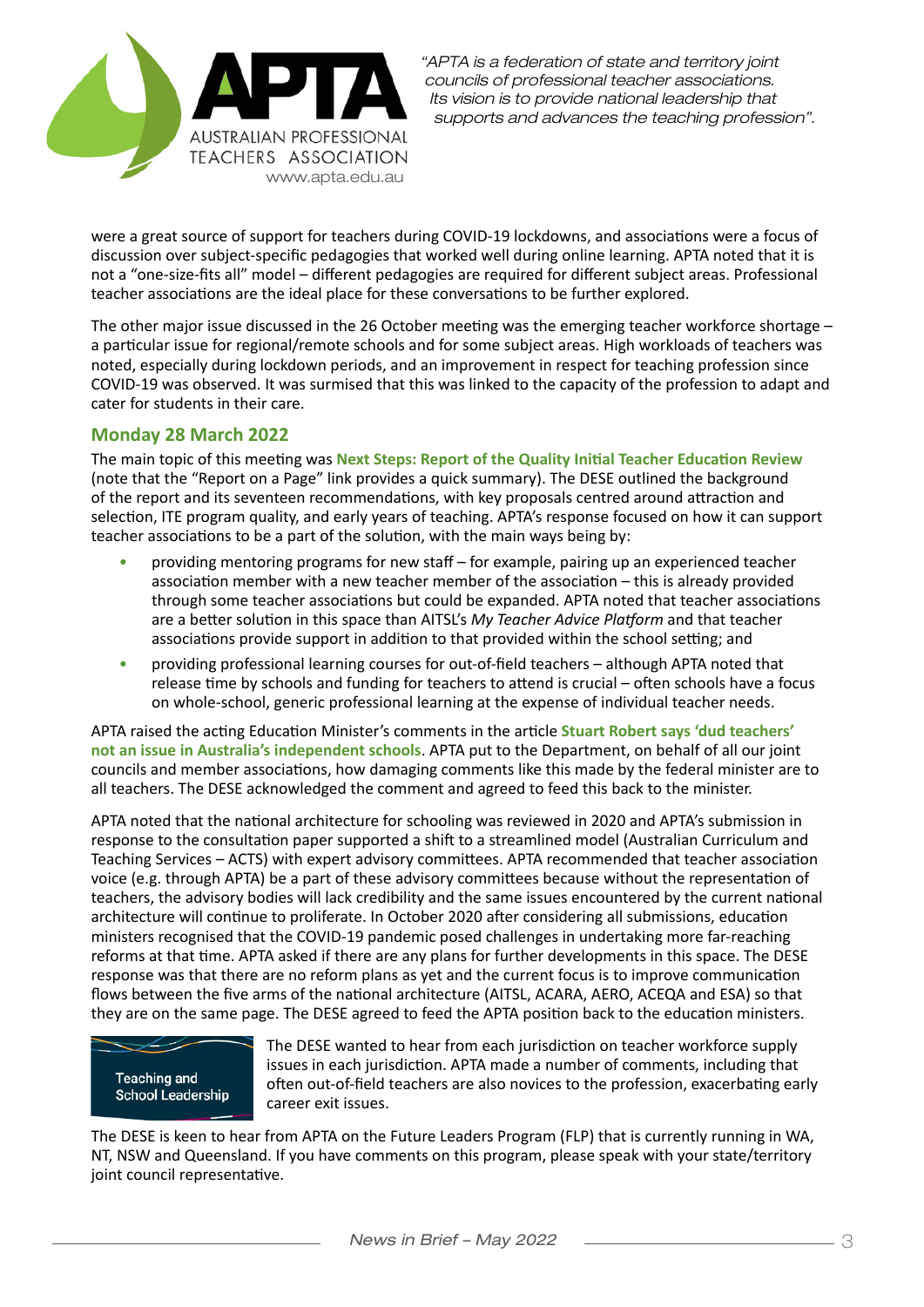were a great source of support for teachers during COVID-19 lockdowns, and associations were a focus of discussion over subject-specific pedagogies that worked well during online learning. APTA noted that it is not a "one-size-fits all" model – different pedagogies are required for different subject areas. Professional teacher associations are the ideal place for these conversations to be further explored.

The other major issue discussed in the 26 October meeting was the emerging teacher workforce shortage – a particular issue for regional/remote schools and for some subject areas. High workloads of teachers was noted, especially during lockdown periods, and an improvement in respect for teaching profession since COVID-19 was observed. It was surmised that this was linked to the capacity of the profession to adapt and cater for students in their care.

## Monday 28 March 2022

The main topic of this meeting was **Next Steps: Report of the Quality Initial Teacher Education Review** (note that the "Report on a Page" link provides a quick summary). The DESE outlined the background of the report and its seventeen recommendations, with key proposals centred around attraction and selection, ITE program quality, and early years of teaching. APTA's response focused on how it can support teacher associations to be a part of the solution, with the main ways being by:

- providing mentoring programs for new staff – for example, pairing up an experienced teacher association member with a new teacher member of the association – this is already provided through some teacher associations but could be expanded. APTA noted that teacher associations are a better solution in this space than AITSL's *My Teacher Advice Platform* and that teacher associations provide support in addition to that provided within the school setting; and
- providing professional learning courses for out-of-field teachers – although APTA noted that release time by schools and funding for teachers to attend is crucial – often schools have a focus on whole-school, generic professional learning at the expense of individual teacher needs.

APTA raised the acting Education Minister's comments in the article **Stuart Robert says 'dud teachers' not an issue in Australia's independent schools**. APTA put to the Department, on behalf of all our joint councils and member associations, how damaging comments like this made by the federal minister are to all teachers. The DESE acknowledged the comment and agreed to feed this back to the minister.

APTA noted that the national architecture for schooling was reviewed in 2020 and APTA's submission in response to the consultation paper supported a shift to a streamlined model (Australian Curriculum and Teaching Services – ACTS) with expert advisory committees. APTA recommended that teacher association voice (e.g. through APTA) be a part of these advisory committees because without the representation of teachers, the advisory bodies will lack credibility and the same issues encountered by the current national architecture will continue to proliferate. In October 2020 after considering all submissions, education ministers recognised that the COVID-19 pandemic posed challenges in undertaking more far-reaching reforms at that time. APTA asked if there are any plans for further developments in this space. The DESE response was that there are no reform plans as yet and the current focus is to improve communication flows between the five arms of the national architecture (AITSL, ACARA, AERO, ACEQA and ESA) so that they are on the same page. The DESE agreed to feed the APTA position back to the education ministers.

Teaching and School Leadership

The DESE wanted to hear from each jurisdiction on teacher workforce supply issues in each jurisdiction. APTA made a number of comments, including that often out-of-field teachers are also novices to the profession, exacerbating early career exit issues.

The DESE is keen to hear from APTA on the Future Leaders Program (FLP) that is currently running in WA, NT, NSW and Queensland. If you have comments on this program, please speak with your state/territory joint council representative.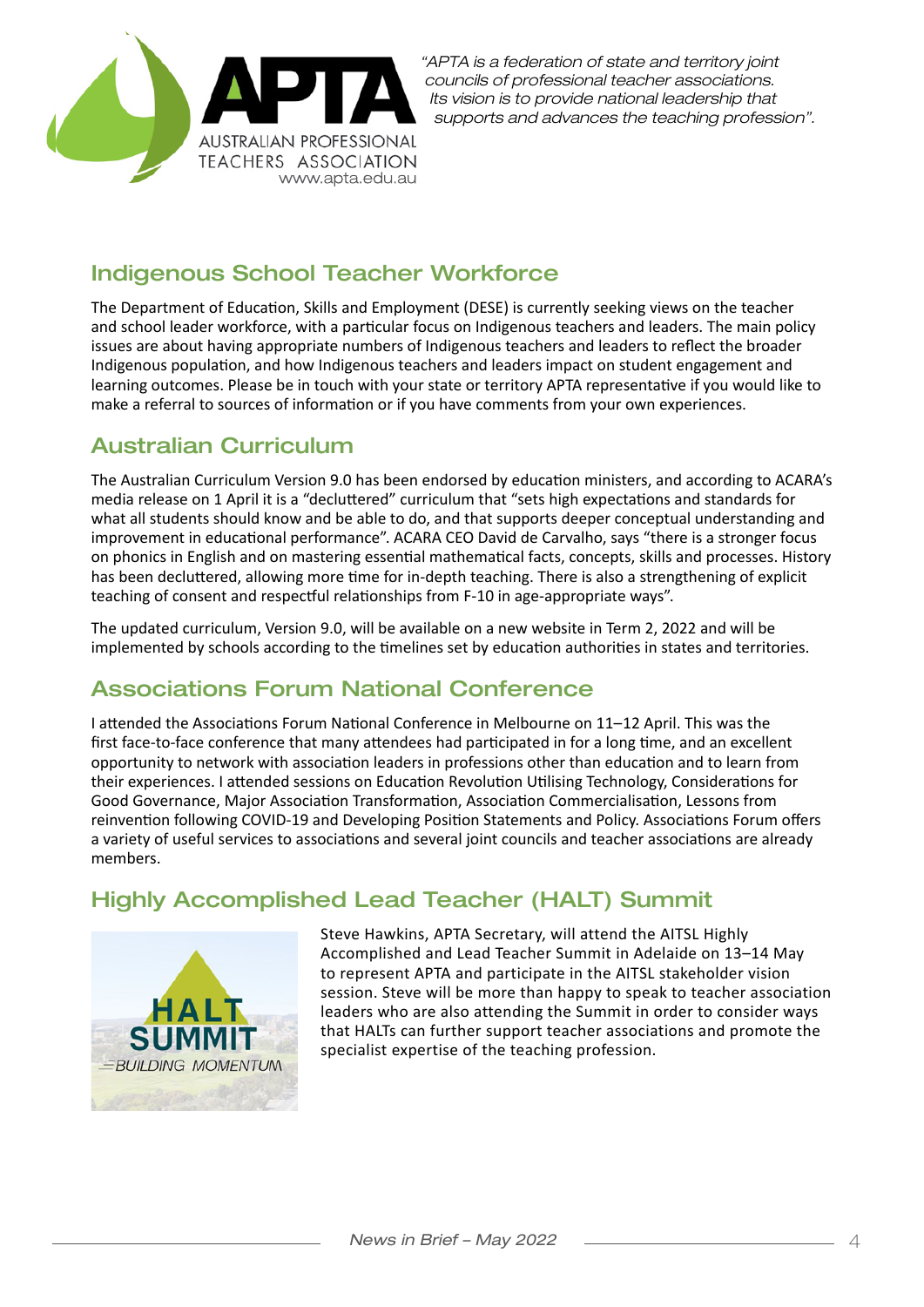"APTA is a federation of state and territory joint councils of professional teacher associations. Its vision is to provide national leadership that supports and advances the teaching profession".

## Indigenous School Teacher Workforce

The Department of Education, Skills and Employment (DESE) is currently seeking views on the teacher and school leader workforce, with a particular focus on Indigenous teachers and leaders. The main policy issues are about having appropriate numbers of Indigenous teachers and leaders to reflect the broader Indigenous population, and how Indigenous teachers and leaders impact on student engagement and learning outcomes. Please be in touch with your state or territory APTA representative if you would like to make a referral to sources of information or if you have comments from your own experiences.

## Australian Curriculum

The Australian Curriculum Version 9.0 has been endorsed by education ministers, and according to ACARA's media release on 1 April it is a "decluttered" curriculum that "sets high expectations and standards for what all students should know and be able to do, and that supports deeper conceptual understanding and improvement in educational performance". ACARA CEO David de Carvalho, says "there is a stronger focus on phonics in English and on mastering essential mathematical facts, concepts, skills and processes. History has been decluttered, allowing more time for in-depth teaching. There is also a strengthening of explicit teaching of consent and respectful relationships from F-10 in age-appropriate ways".

The updated curriculum, Version 9.0, will be available on a new website in Term 2, 2022 and will be implemented by schools according to the timelines set by education authorities in states and territories.

## Associations Forum National Conference

I attended the Associations Forum National Conference in Melbourne on 11–12 April. This was the first face-to-face conference that many attendees had participated in for a long time, and an excellent opportunity to network with association leaders in professions other than education and to learn from their experiences. I attended sessions on Education Revolution Utilising Technology, Considerations for Good Governance, Major Association Transformation, Association Commercialisation, Lessons from reinvention following COVID-19 and Developing Position Statements and Policy. Associations Forum offers a variety of useful services to associations and several joint councils and teacher associations are already members.

## Highly Accomplished Lead Teacher (HALT) Summit

HALT SUMMIT – BUILDING MOMENTUM

Steve Hawkins, APTA Secretary, will attend the AITSL Highly Accomplished and Lead Teacher Summit in Adelaide on 13–14 May to represent APTA and participate in the AITSL stakeholder vision session. Steve will be more than happy to speak to teacher association leaders who are also attending the Summit in order to consider ways that HALTs can further support teacher associations and promote the specialist expertise of the teaching profession.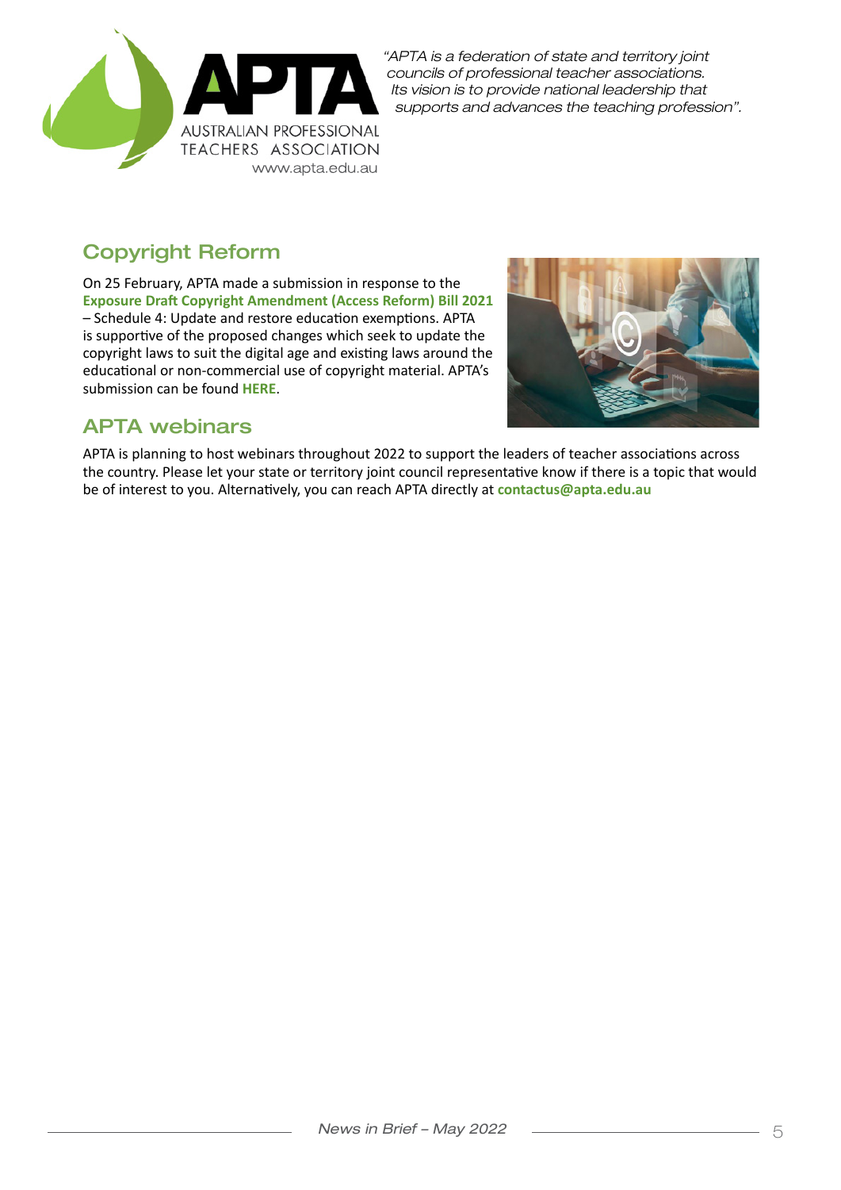AUSTRALIAN PROFESSIONAL TEACHERS ASSOCIATION
www.apta.edu.au

*"APTA is a federation of state and territory joint councils of professional teacher associations. Its vision is to provide national leadership that supports and advances the teaching profession".*

## Copyright Reform

On 25 February, APTA made a submission in response to the **Exposure Draft Copyright Amendment (Access Reform) Bill 2021** – Schedule 4: Update and restore education exemptions. APTA is supportive of the proposed changes which seek to update the copyright laws to suit the digital age and existing laws around the educational or non-commercial use of copyright material. APTA's submission can be found **HERE**.

## APTA webinars

APTA is planning to host webinars throughout 2022 to support the leaders of teacher associations across the country. Please let your state or territory joint council representative know if there is a topic that would be of interest to you. Alternatively, you can reach APTA directly at **contactus@apta.edu.au**